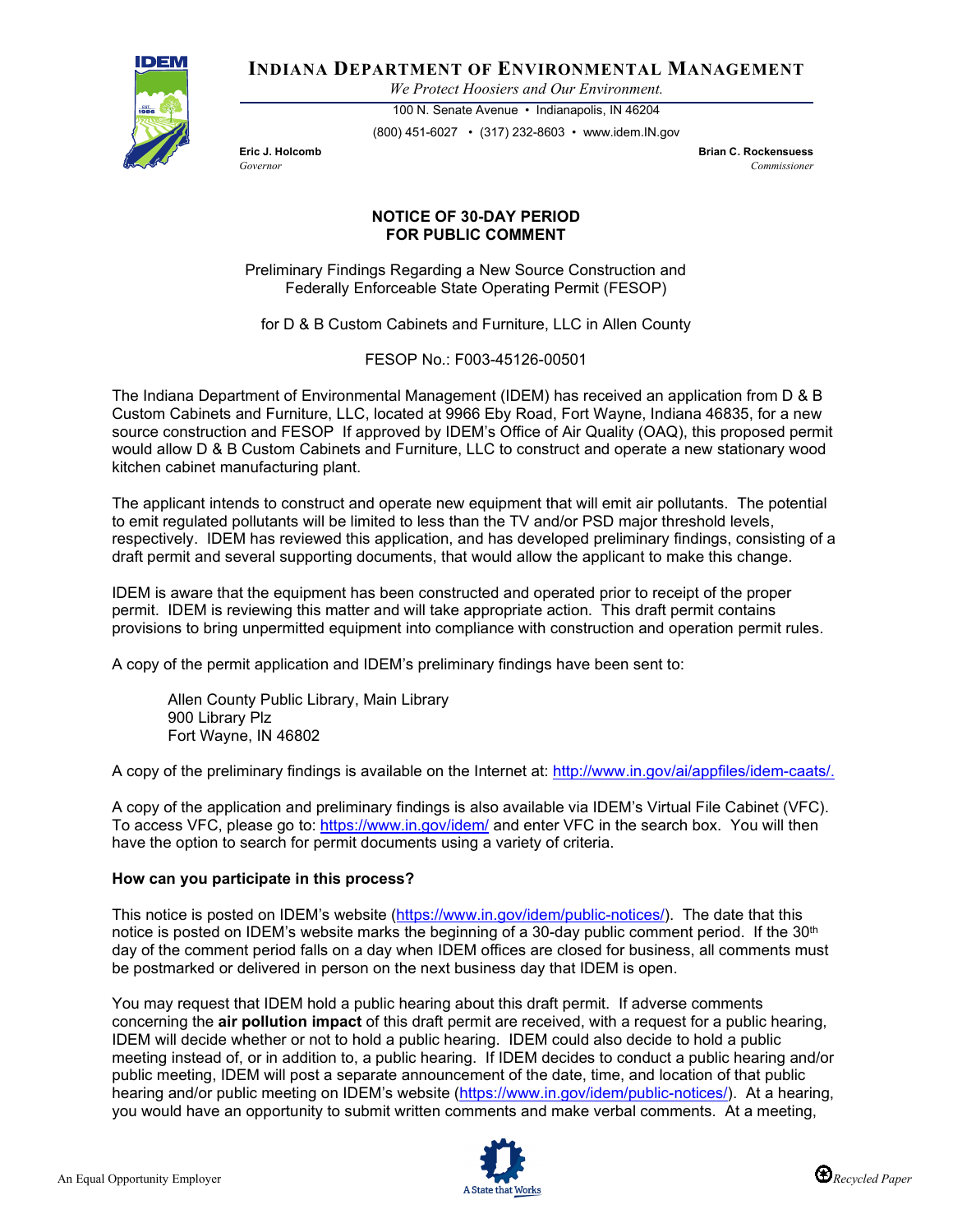# INDIANA DEPARTMENT OF ENVIRONMENTAL MANAGEMENT

*We Protect Hoosiers and Our Environment.*

100 N. Senate Avenue • Indianapolis, IN 46204

(800) 451-6027 • (317) 232-8603 • www.idem.IN.gov

**Eric J. Holcomb**
*Governor*

**Brian C. Rockensuess**
*Commissioner*

## NOTICE OF 30-DAY PERIOD FOR PUBLIC COMMENT

Preliminary Findings Regarding a New Source Construction and Federally Enforceable State Operating Permit (FESOP)

for D & B Custom Cabinets and Furniture, LLC in Allen County

FESOP No.: F003-45126-00501

The Indiana Department of Environmental Management (IDEM) has received an application from D & B Custom Cabinets and Furniture, LLC, located at 9966 Eby Road, Fort Wayne, Indiana 46835, for a new source construction and FESOP If approved by IDEM's Office of Air Quality (OAQ), this proposed permit would allow D & B Custom Cabinets and Furniture, LLC to construct and operate a new stationary wood kitchen cabinet manufacturing plant.

The applicant intends to construct and operate new equipment that will emit air pollutants. The potential to emit regulated pollutants will be limited to less than the TV and/or PSD major threshold levels, respectively. IDEM has reviewed this application, and has developed preliminary findings, consisting of a draft permit and several supporting documents, that would allow the applicant to make this change.

IDEM is aware that the equipment has been constructed and operated prior to receipt of the proper permit. IDEM is reviewing this matter and will take appropriate action. This draft permit contains provisions to bring unpermitted equipment into compliance with construction and operation permit rules.

A copy of the permit application and IDEM's preliminary findings have been sent to:

> Allen County Public Library, Main Library
> 900 Library Plz
> Fort Wayne, IN 46802

A copy of the preliminary findings is available on the Internet at: http://www.in.gov/ai/appfiles/idem-caats/.

A copy of the application and preliminary findings is also available via IDEM's Virtual File Cabinet (VFC). To access VFC, please go to: https://www.in.gov/idem/ and enter VFC in the search box. You will then have the option to search for permit documents using a variety of criteria.

**How can you participate in this process?**

This notice is posted on IDEM's website (https://www.in.gov/idem/public-notices/). The date that this notice is posted on IDEM's website marks the beginning of a 30-day public comment period. If the 30th day of the comment period falls on a day when IDEM offices are closed for business, all comments must be postmarked or delivered in person on the next business day that IDEM is open.

You may request that IDEM hold a public hearing about this draft permit. If adverse comments concerning the **air pollution impact** of this draft permit are received, with a request for a public hearing, IDEM will decide whether or not to hold a public hearing. IDEM could also decide to hold a public meeting instead of, or in addition to, a public hearing. If IDEM decides to conduct a public hearing and/or public meeting, IDEM will post a separate announcement of the date, time, and location of that public hearing and/or public meeting on IDEM's website (https://www.in.gov/idem/public-notices/). At a hearing, you would have an opportunity to submit written comments and make verbal comments. At a meeting,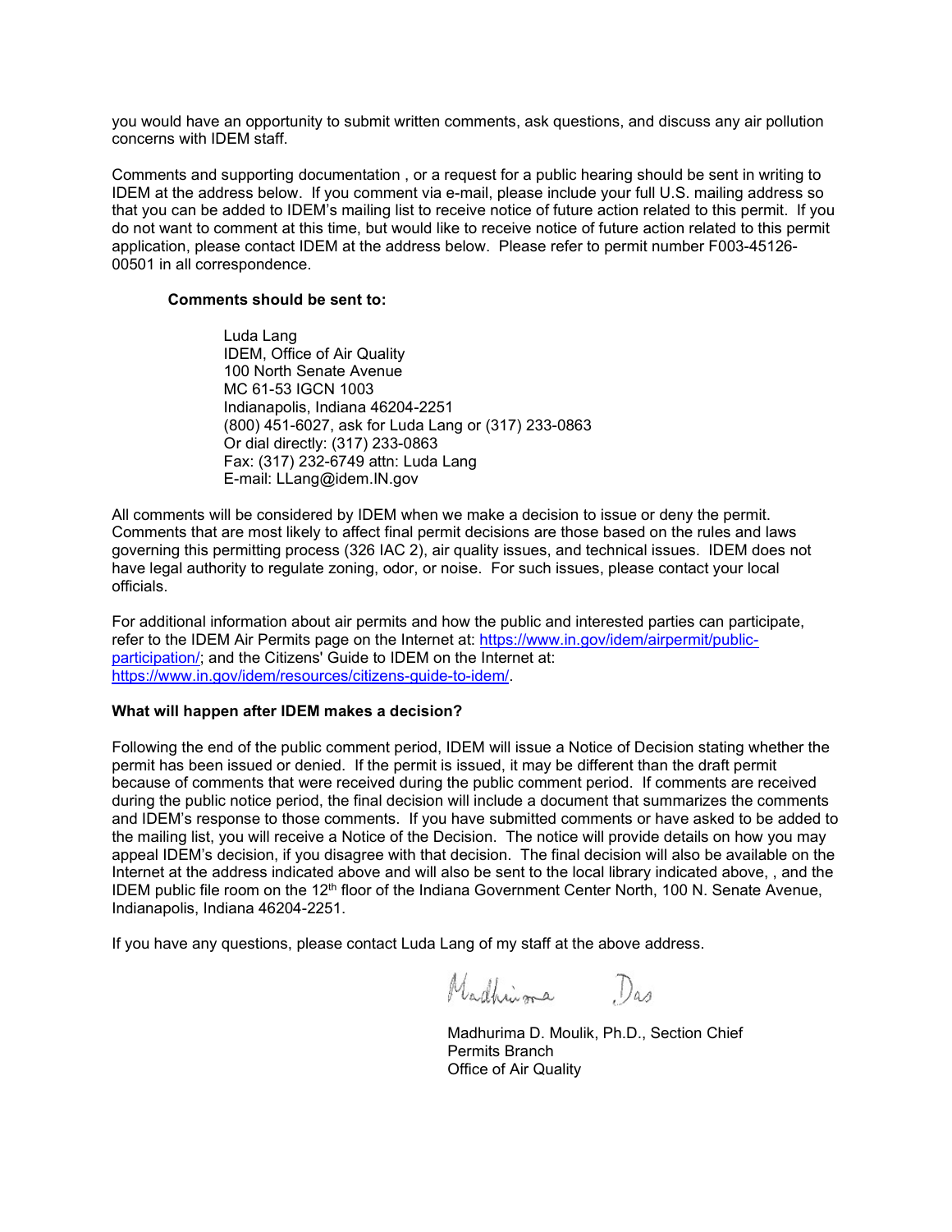you would have an opportunity to submit written comments, ask questions, and discuss any air pollution concerns with IDEM staff.

Comments and supporting documentation , or a request for a public hearing should be sent in writing to IDEM at the address below. If you comment via e-mail, please include your full U.S. mailing address so that you can be added to IDEM's mailing list to receive notice of future action related to this permit. If you do not want to comment at this time, but would like to receive notice of future action related to this permit application, please contact IDEM at the address below. Please refer to permit number F003-45126-00501 in all correspondence.

**Comments should be sent to:**

Luda Lang
IDEM, Office of Air Quality
100 North Senate Avenue
MC 61-53 IGCN 1003
Indianapolis, Indiana 46204-2251
(800) 451-6027, ask for Luda Lang or (317) 233-0863
Or dial directly: (317) 233-0863
Fax: (317) 232-6749 attn: Luda Lang
E-mail: LLang@idem.IN.gov

All comments will be considered by IDEM when we make a decision to issue or deny the permit. Comments that are most likely to affect final permit decisions are those based on the rules and laws governing this permitting process (326 IAC 2), air quality issues, and technical issues. IDEM does not have legal authority to regulate zoning, odor, or noise. For such issues, please contact your local officials.

For additional information about air permits and how the public and interested parties can participate, refer to the IDEM Air Permits page on the Internet at: https://www.in.gov/idem/airpermit/public-participation/; and the Citizens' Guide to IDEM on the Internet at: https://www.in.gov/idem/resources/citizens-guide-to-idem/.

**What will happen after IDEM makes a decision?**

Following the end of the public comment period, IDEM will issue a Notice of Decision stating whether the permit has been issued or denied. If the permit is issued, it may be different than the draft permit because of comments that were received during the public comment period. If comments are received during the public notice period, the final decision will include a document that summarizes the comments and IDEM's response to those comments. If you have submitted comments or have asked to be added to the mailing list, you will receive a Notice of the Decision. The notice will provide details on how you may appeal IDEM's decision, if you disagree with that decision. The final decision will also be available on the Internet at the address indicated above and will also be sent to the local library indicated above, , and the IDEM public file room on the 12th floor of the Indiana Government Center North, 100 N. Senate Avenue, Indianapolis, Indiana 46204-2251.

If you have any questions, please contact Luda Lang of my staff at the above address.

Madhurima Das

Madhurima D. Moulik, Ph.D., Section Chief
Permits Branch
Office of Air Quality